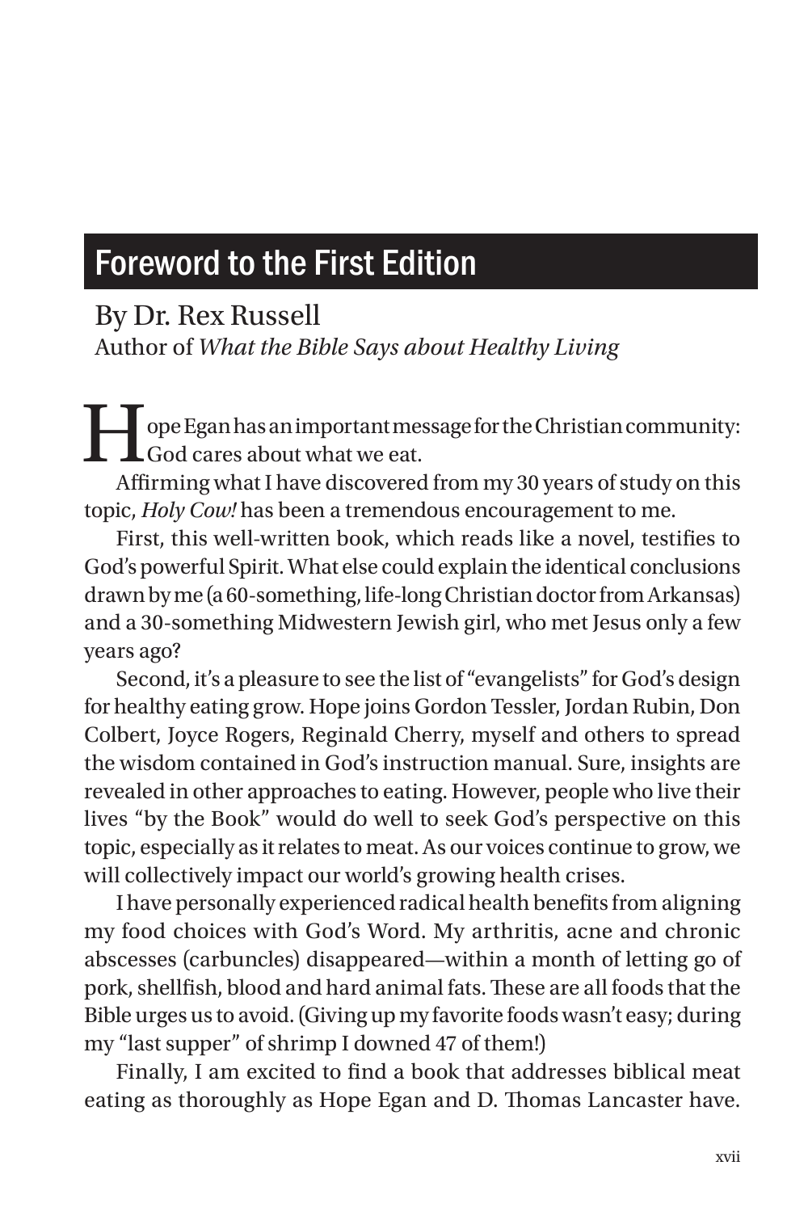# Foreword to the First Edition

By Dr. Rex Russell
Author of *What the Bible Says about Healthy Living*

Hope Egan has an important message for the Christian community: God cares about what we eat.

Affirming what I have discovered from my 30 years of study on this topic, *Holy Cow!* has been a tremendous encouragement to me.

First, this well-written book, which reads like a novel, testifies to God's powerful Spirit. What else could explain the identical conclusions drawn by me (a 60-something, life-long Christian doctor from Arkansas) and a 30-something Midwestern Jewish girl, who met Jesus only a few years ago?

Second, it's a pleasure to see the list of "evangelists" for God's design for healthy eating grow. Hope joins Gordon Tessler, Jordan Rubin, Don Colbert, Joyce Rogers, Reginald Cherry, myself and others to spread the wisdom contained in God's instruction manual. Sure, insights are revealed in other approaches to eating. However, people who live their lives "by the Book" would do well to seek God's perspective on this topic, especially as it relates to meat. As our voices continue to grow, we will collectively impact our world's growing health crises.

I have personally experienced radical health benefits from aligning my food choices with God's Word. My arthritis, acne and chronic abscesses (carbuncles) disappeared—within a month of letting go of pork, shellfish, blood and hard animal fats. These are all foods that the Bible urges us to avoid. (Giving up my favorite foods wasn't easy; during my "last supper" of shrimp I downed 47 of them!)

Finally, I am excited to find a book that addresses biblical meat eating as thoroughly as Hope Egan and D. Thomas Lancaster have.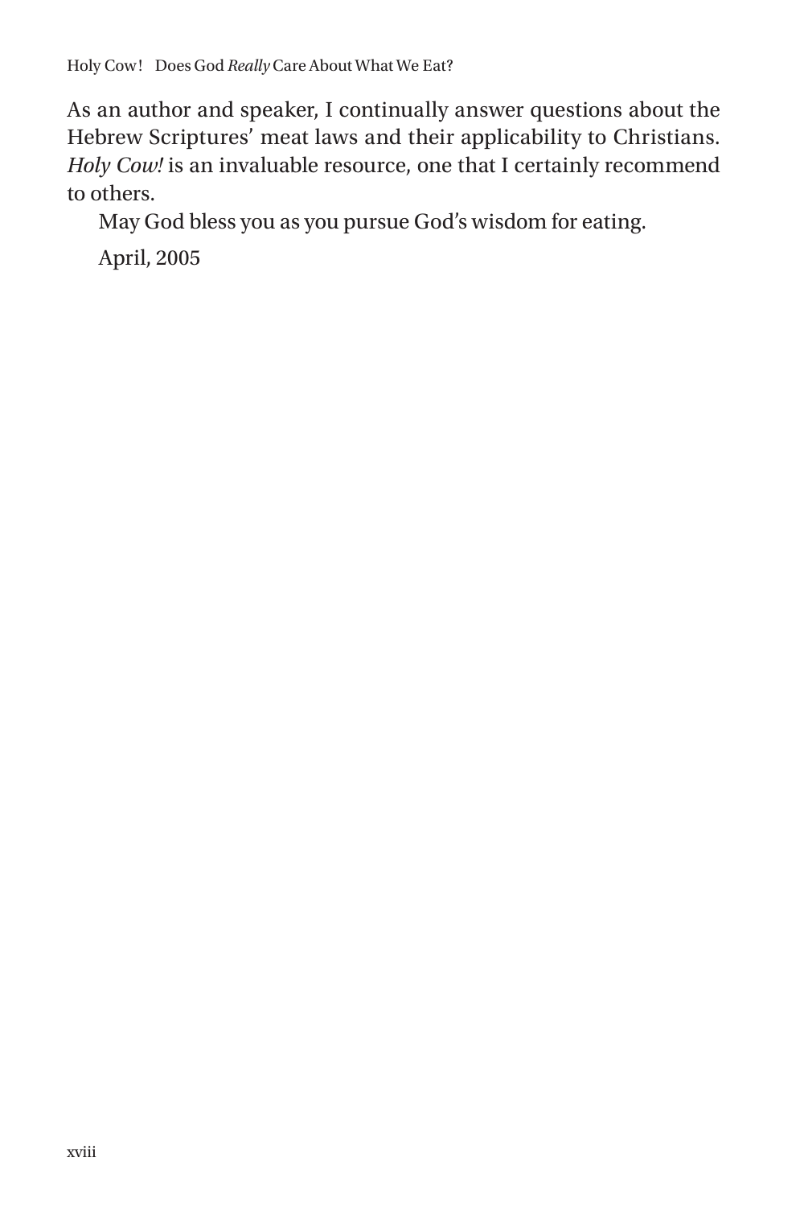As an author and speaker, I continually answer questions about the Hebrew Scriptures' meat laws and their applicability to Christians. *Holy Cow!* is an invaluable resource, one that I certainly recommend to others.

May God bless you as you pursue God's wisdom for eating.

April, 2005